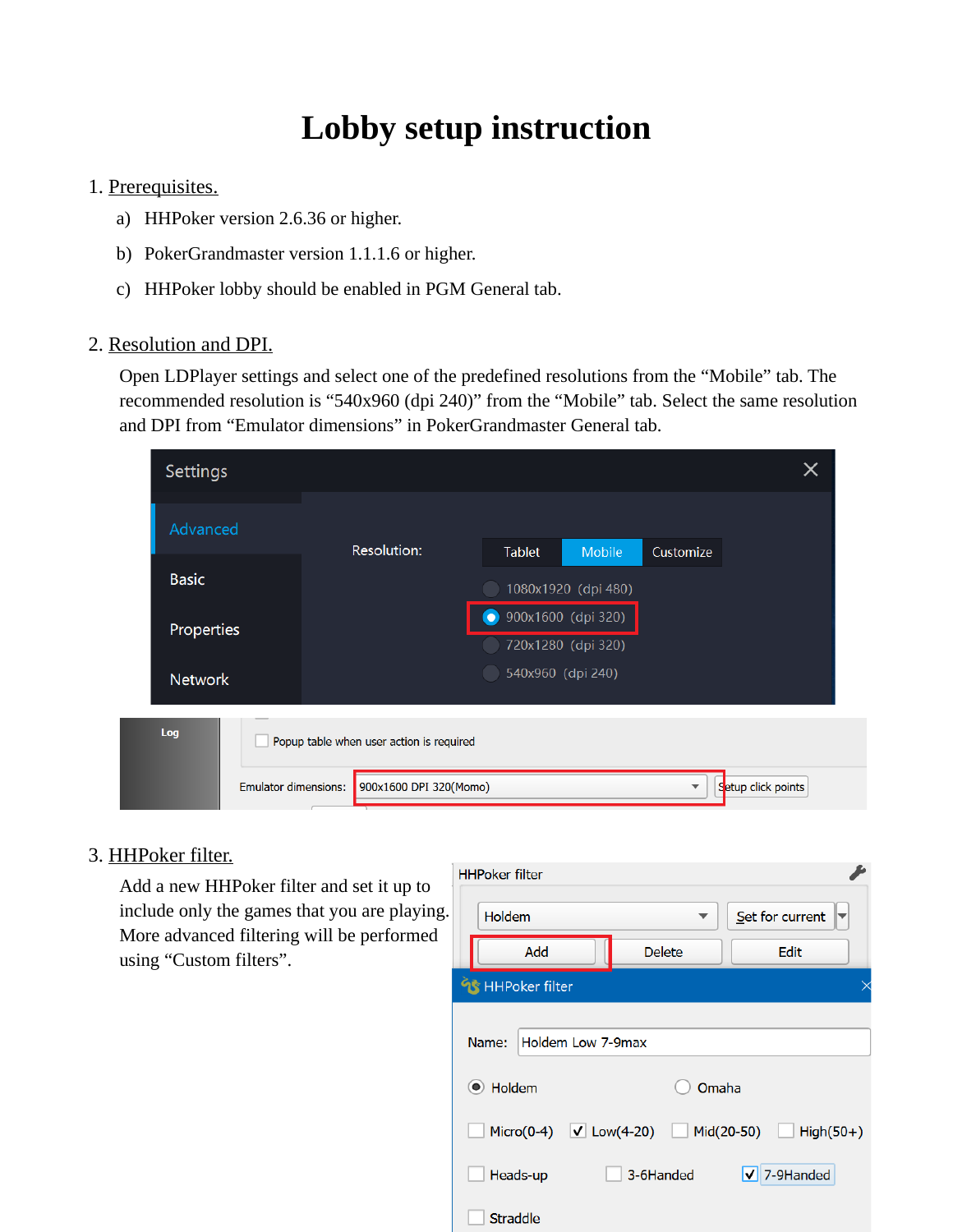# Lobby setup instruction

1. Prerequisites.
   a) HHPoker version 2.6.36 or higher.
   b) PokerGrandmaster version 1.1.1.6 or higher.
   c) HHPoker lobby should be enabled in PGM General tab.

2. Resolution and DPI.

   Open LDPlayer settings and select one of the predefined resolutions from the "Mobile" tab. The recommended resolution is "540x960 (dpi 240)" from the "Mobile" tab. Select the same resolution and DPI from "Emulator dimensions" in PokerGrandmaster General tab.

3. HHPoker filter.

   Add a new HHPoker filter and set it up to include only the games that you are playing. More advanced filtering will be performed using "Custom filters".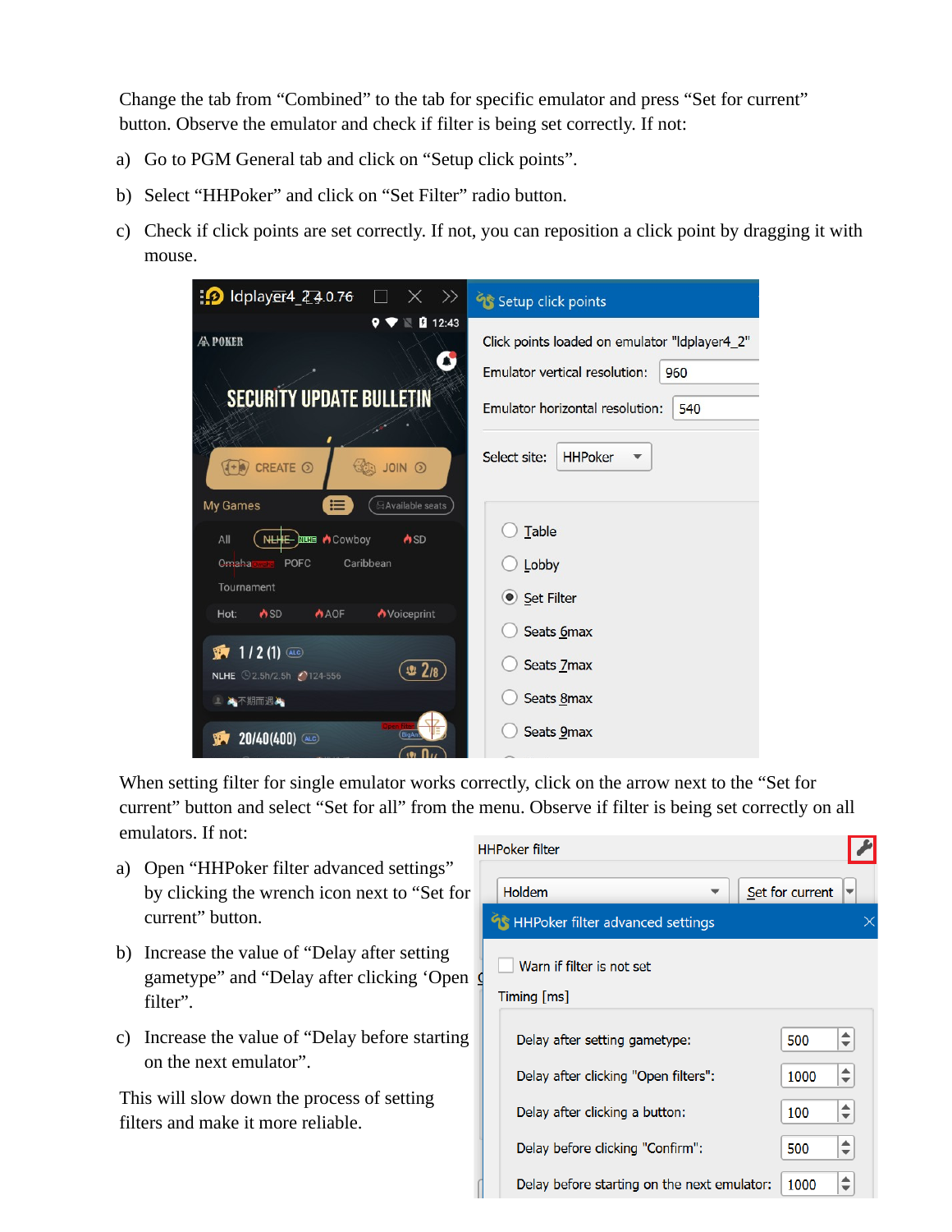Change the tab from “Combined” to the tab for specific emulator and press “Set for current” button. Observe the emulator and check if filter is being set correctly. If not:

a) Go to PGM General tab and click on “Setup click points”.

b) Select “HHPoker” and click on “Set Filter” radio button.

c) Check if click points are set correctly. If not, you can reposition a click point by dragging it with mouse.

When setting filter for single emulator works correctly, click on the arrow next to the “Set for current” button and select “Set for all” from the menu. Observe if filter is being set correctly on all emulators. If not:

a) Open “HHPoker filter advanced settings” by clicking the wrench icon next to “Set for current” button.

b) Increase the value of “Delay after setting gametype” and “Delay after clicking ‘Open filter”.

c) Increase the value of “Delay before starting on the next emulator”.

This will slow down the process of setting filters and make it more reliable.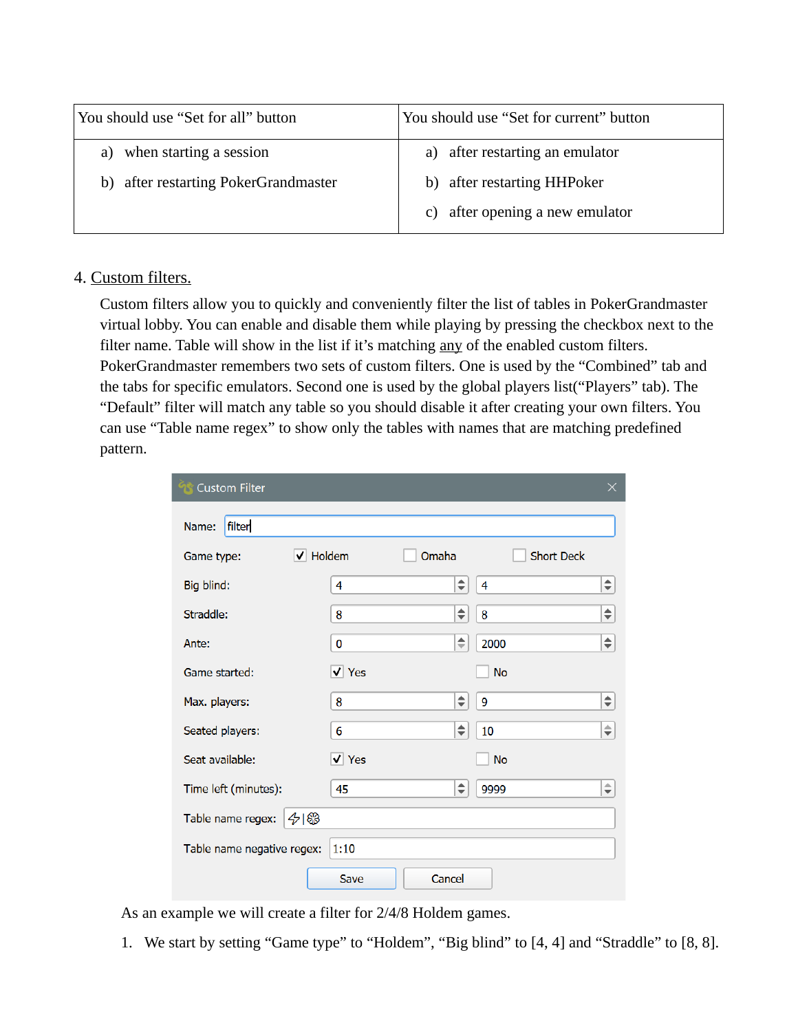| You should use “Set for all” button | You should use “Set for current” button |
|---|---|
| a) when starting a session<br>b) after restarting PokerGrandmaster | a) after restarting an emulator<br>b) after restarting HHPoker<br>c) after opening a new emulator |

4. Custom filters.

Custom filters allow you to quickly and conveniently filter the list of tables in PokerGrandmaster virtual lobby. You can enable and disable them while playing by pressing the checkbox next to the filter name. Table will show in the list if it’s matching any of the enabled custom filters. PokerGrandmaster remembers two sets of custom filters. One is used by the “Combined” tab and the tabs for specific emulators. Second one is used by the global players list(“Players” tab). The “Default” filter will match any table so you should disable it after creating your own filters. You can use “Table name regex” to show only the tables with names that are matching predefined pattern.

Custom Filter

| Field | | |
|---|---|---|
| Name: | filter | |
| Game type: | ☑ Holdem ☐ Omaha | ☐ Short Deck |
| Big blind: | 4 | 4 |
| Straddle: | 8 | 8 |
| Ante: | 0 | 2000 |
| Game started: | ☑ Yes | ☐ No |
| Max. players: | 8 | 9 |
| Seated players: | 6 | 10 |
| Seat available: | ☑ Yes | ☐ No |
| Time left (minutes): | 45 | 9999 |
| Table name regex: | ⚡\|❁ | |
| Table name negative regex: | 1:10 | |

Save Cancel

As an example we will create a filter for 2/4/8 Holdem games.

1. We start by setting “Game type” to “Holdem”, “Big blind” to [4, 4] and “Straddle” to [8, 8].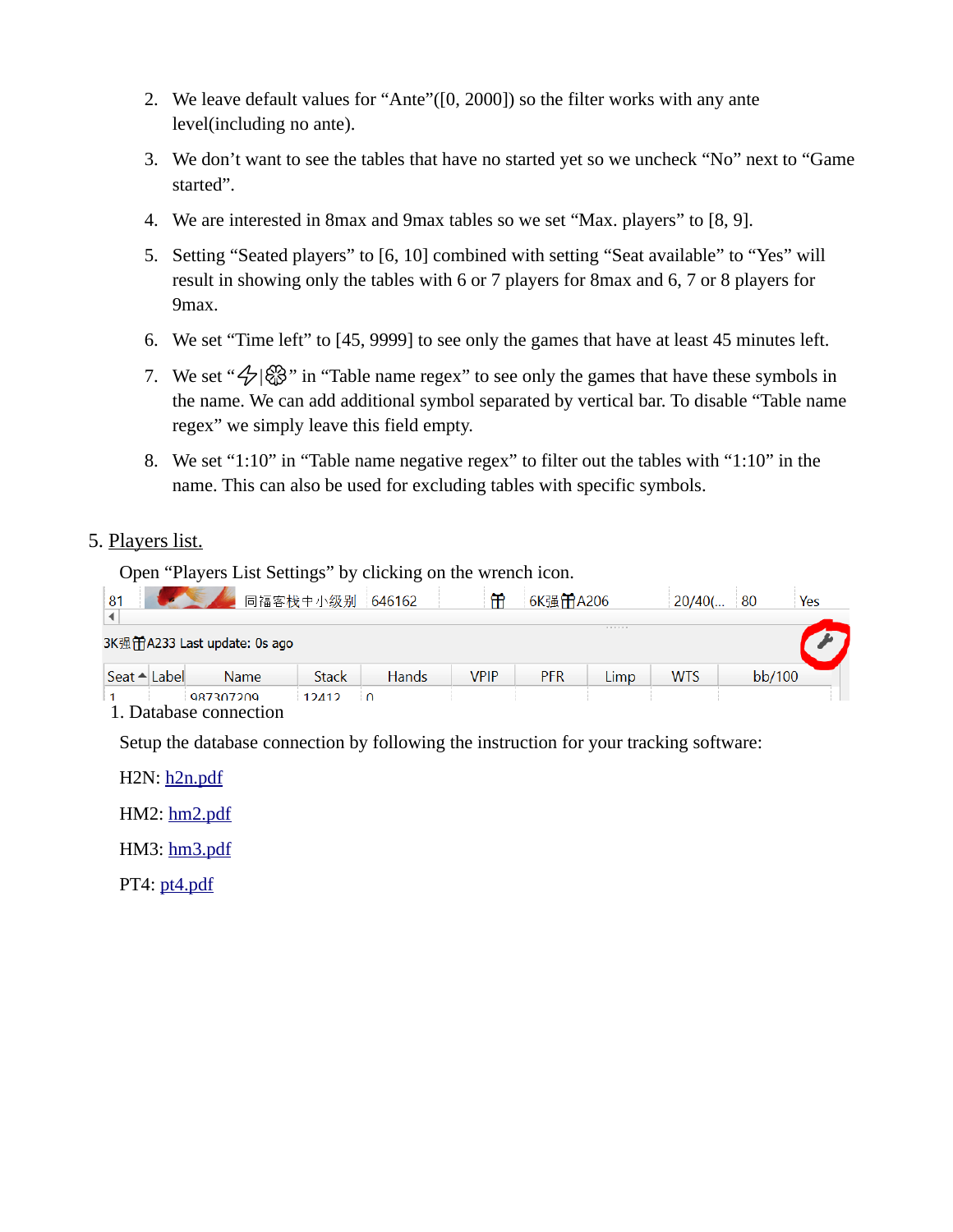2. We leave default values for “Ante”([0, 2000]) so the filter works with any ante level(including no ante).

3. We don’t want to see the tables that have no started yet so we uncheck “No” next to “Game started”.

4. We are interested in 8max and 9max tables so we set “Max. players” to [8, 9].

5. Setting “Seated players” to [6, 10] combined with setting “Seat available” to “Yes” will result in showing only the tables with 6 or 7 players for 8max and 6, 7 or 8 players for 9max.

6. We set “Time left” to [45, 9999] to see only the games that have at least 45 minutes left.

7. We set “⚡|🏵” in “Table name regex” to see only the games that have these symbols in the name. We can add additional symbol separated by vertical bar. To disable “Table name regex” we simply leave this field empty.

8. We set “1:10” in “Table name negative regex” to filter out the tables with “1:10” in the name. This can also be used for excluding tables with specific symbols.

5. Players list.

Open “Players List Settings” by clicking on the wrench icon.

1. Database connection

Setup the database connection by following the instruction for your tracking software:

H2N: h2n.pdf

HM2: hm2.pdf

HM3: hm3.pdf

PT4: pt4.pdf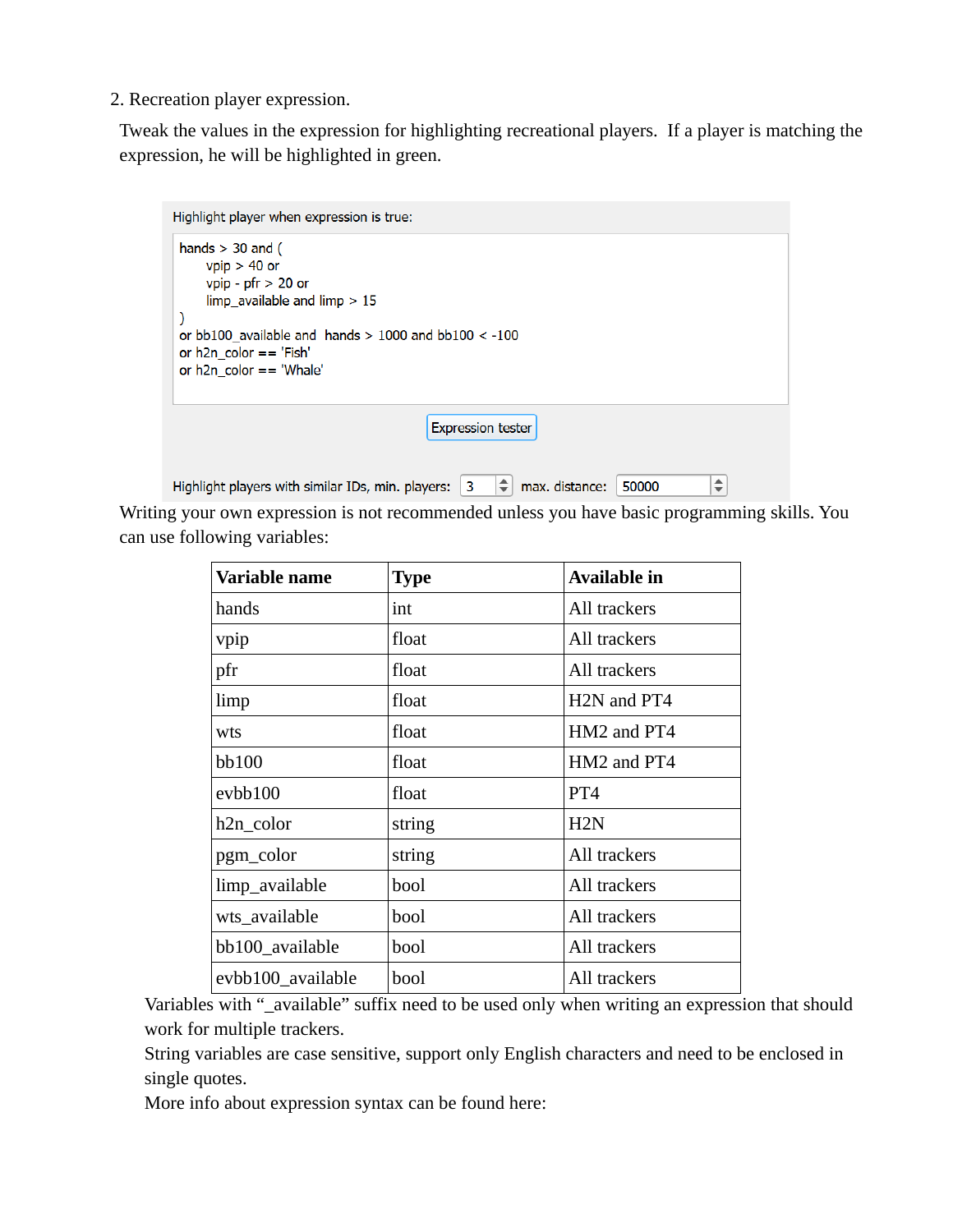2. Recreation player expression.

Tweak the values in the expression for highlighting recreational players. If a player is matching the expression, he will be highlighted in green.

Highlight player when expression is true:

```
hands > 30 and (
      vpip > 40 or
      vpip - pfr > 20 or
      limp_available and limp > 15
)
or bb100_available and  hands > 1000 and bb100 < -100
or h2n_color == 'Fish'
or h2n_color == 'Whale'
```

Expression tester

Highlight players with similar IDs, min. players: 3 max. distance: 50000

Writing your own expression is not recommended unless you have basic programming skills. You can use following variables:

| Variable name | Type | Available in |
|---|---|---|
| hands | int | All trackers |
| vpip | float | All trackers |
| pfr | float | All trackers |
| limp | float | H2N and PT4 |
| wts | float | HM2 and PT4 |
| bb100 | float | HM2 and PT4 |
| evbb100 | float | PT4 |
| h2n_color | string | H2N |
| pgm_color | string | All trackers |
| limp_available | bool | All trackers |
| wts_available | bool | All trackers |
| bb100_available | bool | All trackers |
| evbb100_available | bool | All trackers |

Variables with "_available" suffix need to be used only when writing an expression that should work for multiple trackers.

String variables are case sensitive, support only English characters and need to be enclosed in single quotes.

More info about expression syntax can be found here: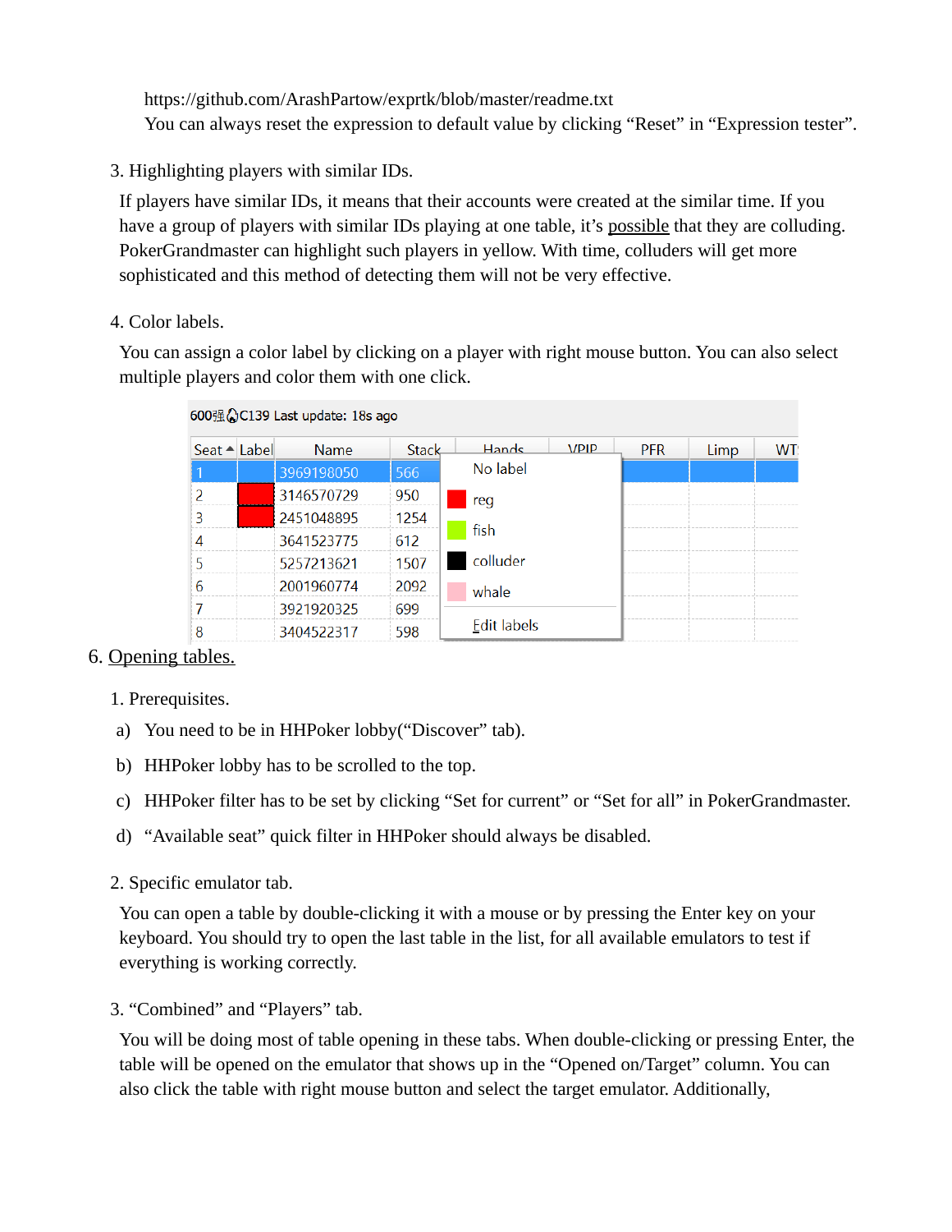https://github.com/ArashPartow/exprtk/blob/master/readme.txt
You can always reset the expression to default value by clicking “Reset” in “Expression tester”.

3. Highlighting players with similar IDs.

If players have similar IDs, it means that their accounts were created at the similar time. If you have a group of players with similar IDs playing at one table, it’s possible that they are colluding. PokerGrandmaster can highlight such players in yellow. With time, colluders will get more sophisticated and this method of detecting them will not be very effective.

4. Color labels.

You can assign a color label by clicking on a player with right mouse button. You can also select multiple players and color them with one click.

600强🔥C139 Last update: 18s ago

| Seat | Label | Name | Stack | Hands | VPIP | PFR | Limp | WT |
|---|---|---|---|---|---|---|---|---|
| 1 | | 3969198050 | 566 | | | | | |
| 2 | | 3146570729 | 950 | | | | | |
| 3 | | 2451048895 | 1254 | | | | | |
| 4 | | 3641523775 | 612 | | | | | |
| 5 | | 5257213621 | 1507 | | | | | |
| 6 | | 2001960774 | 2092 | | | | | |
| 7 | | 3921920325 | 699 | | | | | |
| 8 | | 3404522317 | 598 | | | | | |

No label
reg
fish
colluder
whale
Edit labels

6. Opening tables.

1. Prerequisites.

a) You need to be in HHPoker lobby(“Discover” tab).

b) HHPoker lobby has to be scrolled to the top.

c) HHPoker filter has to be set by clicking “Set for current” or “Set for all” in PokerGrandmaster.

d) “Available seat” quick filter in HHPoker should always be disabled.

2. Specific emulator tab.

You can open a table by double-clicking it with a mouse or by pressing the Enter key on your keyboard. You should try to open the last table in the list, for all available emulators to test if everything is working correctly.

3. “Combined” and “Players” tab.

You will be doing most of table opening in these tabs. When double-clicking or pressing Enter, the table will be opened on the emulator that shows up in the “Opened on/Target” column. You can also click the table with right mouse button and select the target emulator. Additionally,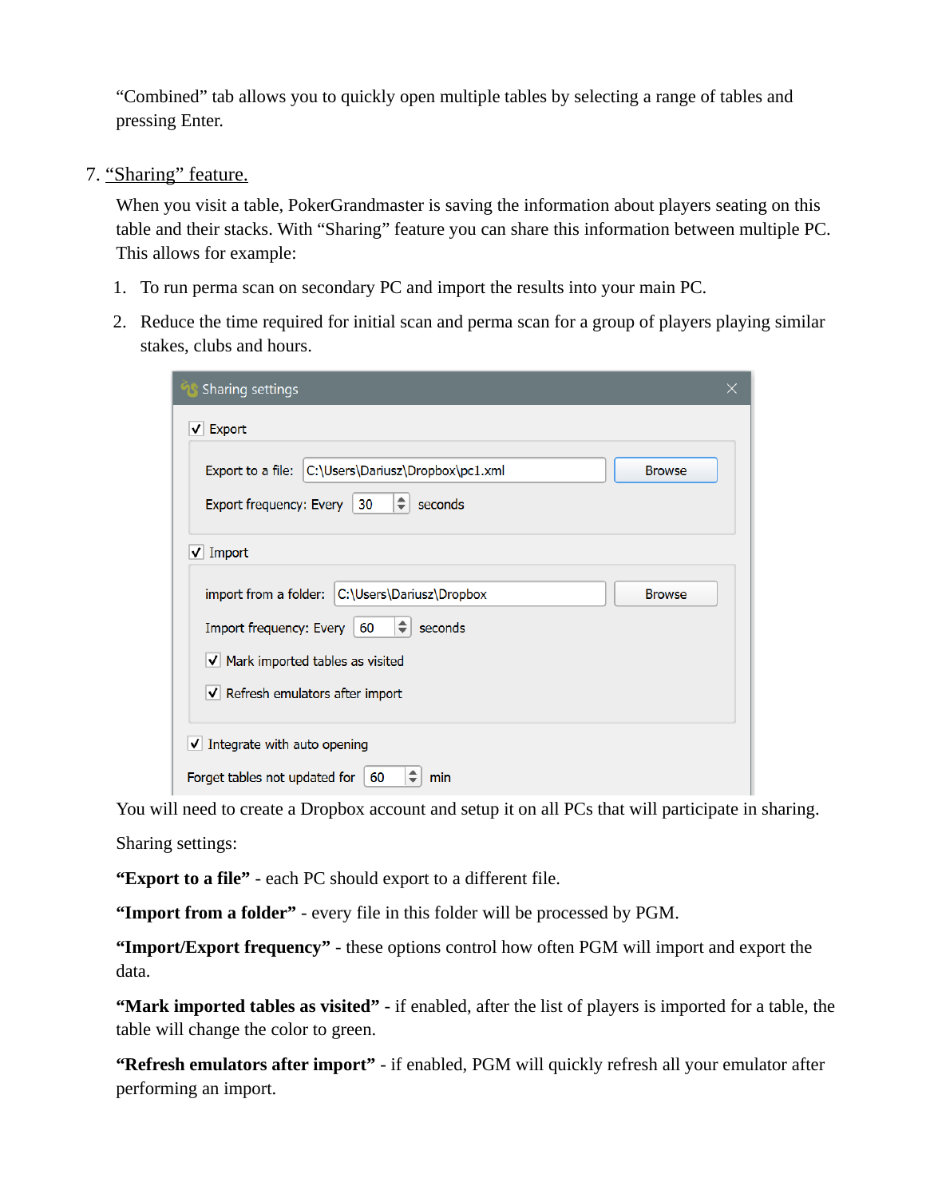"Combined" tab allows you to quickly open multiple tables by selecting a range of tables and pressing Enter.

7. "Sharing" feature.

When you visit a table, PokerGrandmaster is saving the information about players seating on this table and their stacks. With "Sharing" feature you can share this information between multiple PC. This allows for example:

1. To run perma scan on secondary PC and import the results into your main PC.
2. Reduce the time required for initial scan and perma scan for a group of players playing similar stakes, clubs and hours.

You will need to create a Dropbox account and setup it on all PCs that will participate in sharing.

Sharing settings:

**"Export to a file"** - each PC should export to a different file.

**"Import from a folder"** - every file in this folder will be processed by PGM.

**"Import/Export frequency"** - these options control how often PGM will import and export the data.

**"Mark imported tables as visited"** - if enabled, after the list of players is imported for a table, the table will change the color to green.

**"Refresh emulators after import"** - if enabled, PGM will quickly refresh all your emulator after performing an import.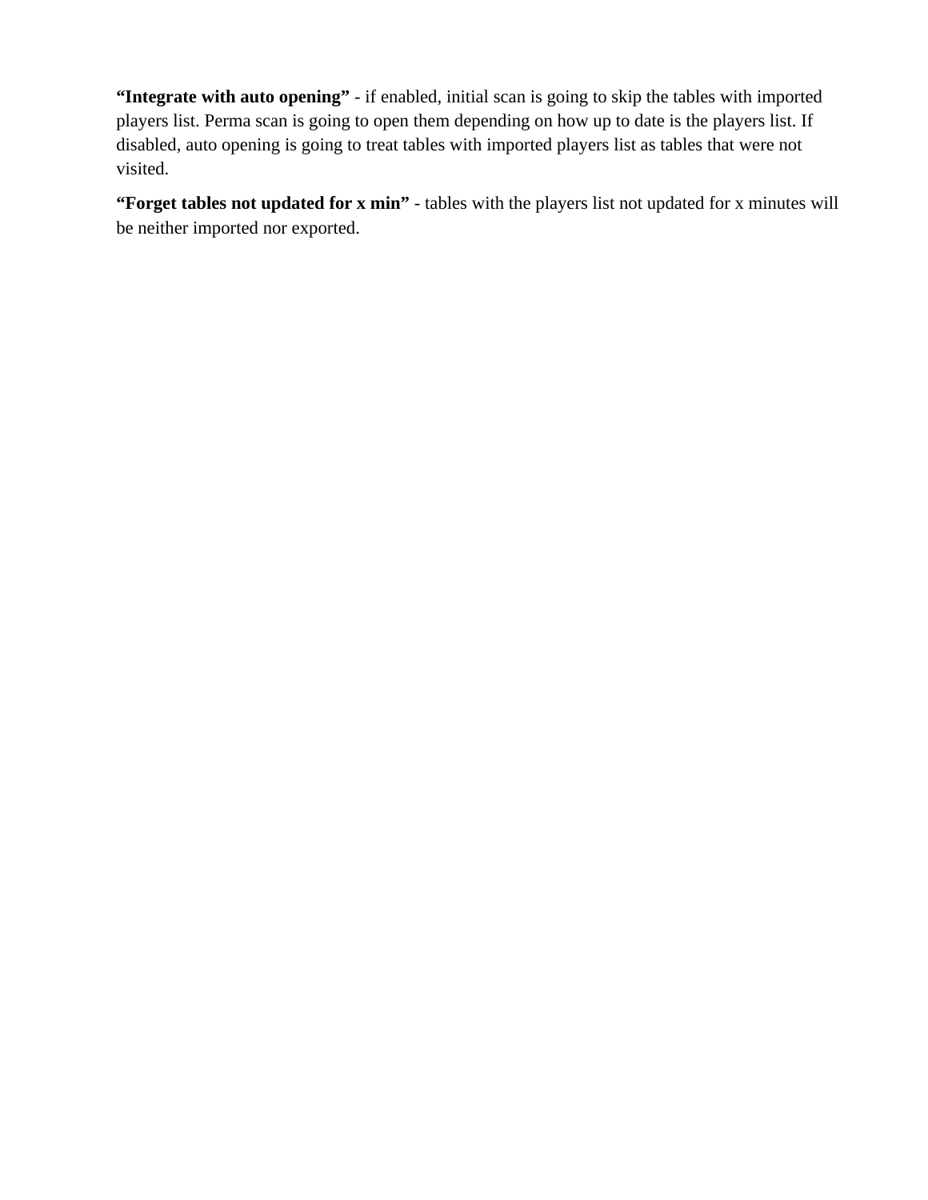**“Integrate with auto opening”** - if enabled, initial scan is going to skip the tables with imported players list. Perma scan is going to open them depending on how up to date is the players list. If disabled, auto opening is going to treat tables with imported players list as tables that were not visited.

**“Forget tables not updated for x min”** - tables with the players list not updated for x minutes will be neither imported nor exported.